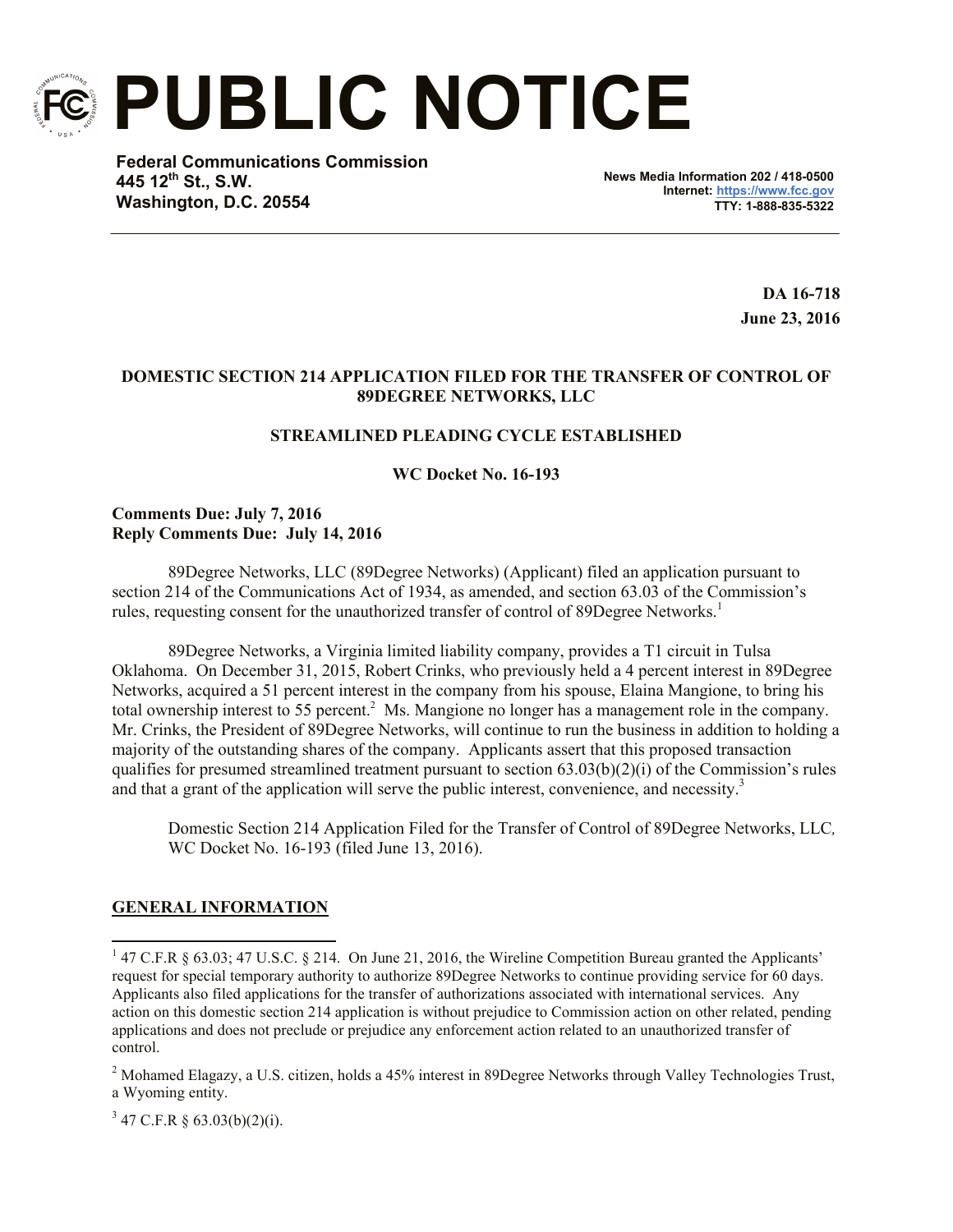# PUBLIC NOTICE

**Federal Communications Commission**
**445 12th St., S.W.**
**Washington, D.C. 20554**

**News Media Information 202 / 418-0500**
**Internet: https://www.fcc.gov**
**TTY: 1-888-835-5322**

**DA 16-718**
**June 23, 2016**

**DOMESTIC SECTION 214 APPLICATION FILED FOR THE TRANSFER OF CONTROL OF 89DEGREE NETWORKS, LLC**

**STREAMLINED PLEADING CYCLE ESTABLISHED**

**WC Docket No. 16-193**

**Comments Due: July 7, 2016**
**Reply Comments Due: July 14, 2016**

89Degree Networks, LLC (89Degree Networks) (Applicant) filed an application pursuant to section 214 of the Communications Act of 1934, as amended, and section 63.03 of the Commission's rules, requesting consent for the unauthorized transfer of control of 89Degree Networks.[1]

89Degree Networks, a Virginia limited liability company, provides a T1 circuit in Tulsa Oklahoma. On December 31, 2015, Robert Crinks, who previously held a 4 percent interest in 89Degree Networks, acquired a 51 percent interest in the company from his spouse, Elaina Mangione, to bring his total ownership interest to 55 percent.[2] Ms. Mangione no longer has a management role in the company. Mr. Crinks, the President of 89Degree Networks, will continue to run the business in addition to holding a majority of the outstanding shares of the company. Applicants assert that this proposed transaction qualifies for presumed streamlined treatment pursuant to section 63.03(b)(2)(i) of the Commission's rules and that a grant of the application will serve the public interest, convenience, and necessity.[3]

Domestic Section 214 Application Filed for the Transfer of Control of 89Degree Networks, LLC, WC Docket No. 16-193 (filed June 13, 2016).

## GENERAL INFORMATION

---

[1] 47 C.F.R § 63.03; 47 U.S.C. § 214. On June 21, 2016, the Wireline Competition Bureau granted the Applicants' request for special temporary authority to authorize 89Degree Networks to continue providing service for 60 days. Applicants also filed applications for the transfer of authorizations associated with international services. Any action on this domestic section 214 application is without prejudice to Commission action on other related, pending applications and does not preclude or prejudice any enforcement action related to an unauthorized transfer of control.

[2] Mohamed Elagazy, a U.S. citizen, holds a 45% interest in 89Degree Networks through Valley Technologies Trust, a Wyoming entity.

[3] 47 C.F.R § 63.03(b)(2)(i).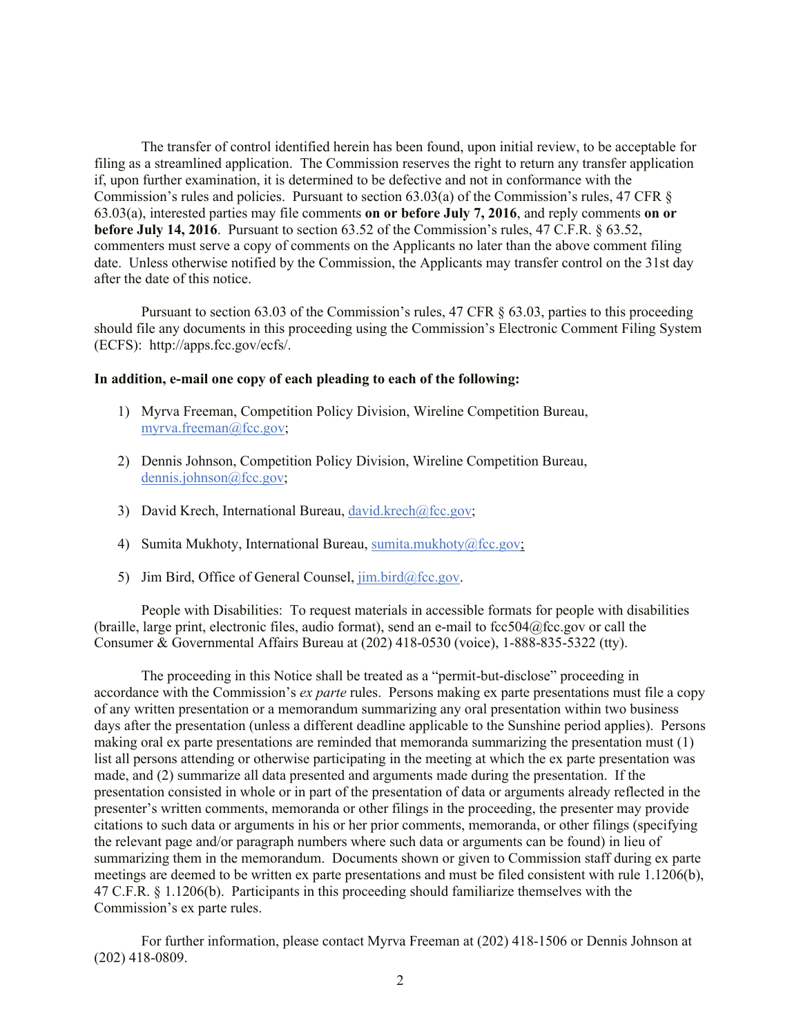The transfer of control identified herein has been found, upon initial review, to be acceptable for filing as a streamlined application. The Commission reserves the right to return any transfer application if, upon further examination, it is determined to be defective and not in conformance with the Commission's rules and policies. Pursuant to section 63.03(a) of the Commission's rules, 47 CFR § 63.03(a), interested parties may file comments **on or before July 7, 2016**, and reply comments **on or before July 14, 2016**. Pursuant to section 63.52 of the Commission's rules, 47 C.F.R. § 63.52, commenters must serve a copy of comments on the Applicants no later than the above comment filing date. Unless otherwise notified by the Commission, the Applicants may transfer control on the 31st day after the date of this notice.

Pursuant to section 63.03 of the Commission's rules, 47 CFR § 63.03, parties to this proceeding should file any documents in this proceeding using the Commission's Electronic Comment Filing System (ECFS): http://apps.fcc.gov/ecfs/.

**In addition, e-mail one copy of each pleading to each of the following:**

1) Myrva Freeman, Competition Policy Division, Wireline Competition Bureau, myrva.freeman@fcc.gov;

2) Dennis Johnson, Competition Policy Division, Wireline Competition Bureau, dennis.johnson@fcc.gov;

3) David Krech, International Bureau, david.krech@fcc.gov;

4) Sumita Mukhoty, International Bureau, sumita.mukhoty@fcc.gov;

5) Jim Bird, Office of General Counsel, jim.bird@fcc.gov.

People with Disabilities: To request materials in accessible formats for people with disabilities (braille, large print, electronic files, audio format), send an e-mail to fcc504@fcc.gov or call the Consumer & Governmental Affairs Bureau at (202) 418-0530 (voice), 1-888-835-5322 (tty).

The proceeding in this Notice shall be treated as a "permit-but-disclose" proceeding in accordance with the Commission's *ex parte* rules. Persons making ex parte presentations must file a copy of any written presentation or a memorandum summarizing any oral presentation within two business days after the presentation (unless a different deadline applicable to the Sunshine period applies). Persons making oral ex parte presentations are reminded that memoranda summarizing the presentation must (1) list all persons attending or otherwise participating in the meeting at which the ex parte presentation was made, and (2) summarize all data presented and arguments made during the presentation. If the presentation consisted in whole or in part of the presentation of data or arguments already reflected in the presenter's written comments, memoranda or other filings in the proceeding, the presenter may provide citations to such data or arguments in his or her prior comments, memoranda, or other filings (specifying the relevant page and/or paragraph numbers where such data or arguments can be found) in lieu of summarizing them in the memorandum. Documents shown or given to Commission staff during ex parte meetings are deemed to be written ex parte presentations and must be filed consistent with rule 1.1206(b), 47 C.F.R. § 1.1206(b). Participants in this proceeding should familiarize themselves with the Commission's ex parte rules.

For further information, please contact Myrva Freeman at (202) 418-1506 or Dennis Johnson at (202) 418-0809.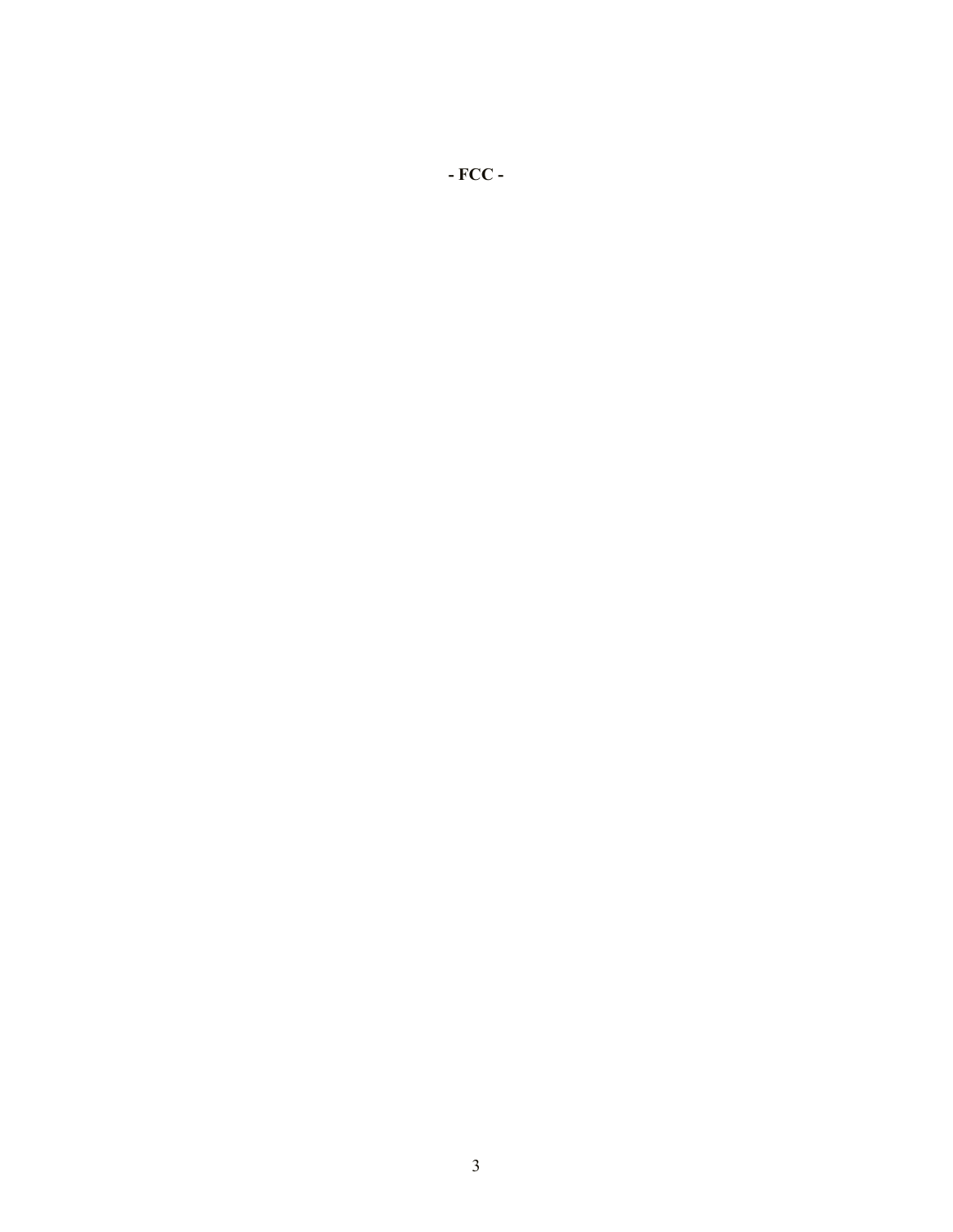**- FCC -**